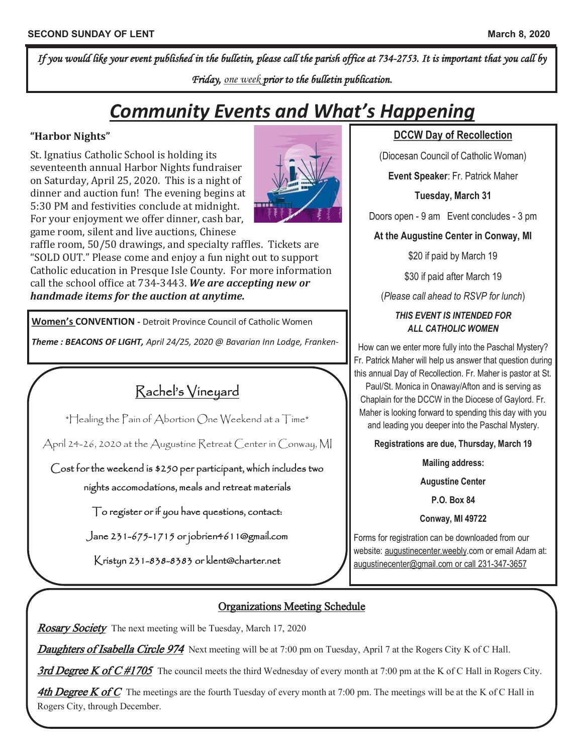*If you would like your event published in the bulletin, please call the parish office at 734-2753. It is important that you call by Friday, one week prior to the bulletin publication.*

# Community Events and What's Happening

### "Harbor Nights"

St. Ignatius Catholic School is holding its seventeenth annual Harbor Nights fundraiser on Saturday, April 25, 2020. This is a night of dinner and auction fun! The evening begins at 5:30 PM and festivities conclude at midnight. For your enjoyment we offer dinner, cash bar, game room, silent and live auctions, Chinese raffle room, 50/50 drawings, and specialty raffles. Tickets are "SOLD OUT." Please come and enjoy a fun night out to support Catholic education in Presque Isle County. For more information call the school office at 734-3443. ***We are accepting new or handmade items for the auction at anytime.***

**Women's CONVENTION** - Detroit Province Council of Catholic Women

***Theme : BEACONS OF LIGHT,*** *April 24/25, 2020 @ Bavarian Inn Lodge, Franken-*

## Rachel's Vineyard

*Healing the Pain of Abortion One Weekend at a Time*

April 24-26, 2020 at the Augustine Retreat Center in Conway, MI

Cost for the weekend is $250 per participant, which includes two nights accomodations, meals and retreat materials

To register or if you have questions, contact:

Jane 231-675-1715 or jobrien4611@gmail.com

Kristyn 231-838-8383 or klent@charter.net

## DCCW Day of Recollection

(Diocesan Council of Catholic Woman)

**Event Speaker**: Fr. Patrick Maher

**Tuesday, March 31**

Doors open - 9 am Event concludes - 3 pm

**At the Augustine Center in Conway, MI**

$20 if paid by March 19

$30 if paid after March 19

(*Please call ahead to RSVP for lunch*)

***THIS EVENT IS INTENDED FOR ALL CATHOLIC WOMEN***

How can we enter more fully into the Paschal Mystery? Fr. Patrick Maher will help us answer that question during this annual Day of Recollection. Fr. Maher is pastor at St. Paul/St. Monica in Onaway/Afton and is serving as Chaplain for the DCCW in the Diocese of Gaylord. Fr. Maher is looking forward to spending this day with you and leading you deeper into the Paschal Mystery.

**Registrations are due, Thursday, March 19**

**Mailing address:**

**Augustine Center**

**P.O. Box 84**

**Conway, MI 49722**

Forms for registration can be downloaded from our website: augustinecenter.weebly.com or email Adam at: augustinecenter@gmail.com or call 231-347-3657

## Organizations Meeting Schedule

***Rosary Society*** The next meeting will be Tuesday, March 17, 2020

***Daughters of Isabella Circle 974*** Next meeting will be at 7:00 pm on Tuesday, April 7 at the Rogers City K of C Hall.

***3rd Degree K of C #1705*** The council meets the third Wednesday of every month at 7:00 pm at the K of C Hall in Rogers City.

***4th Degree K of C*** The meetings are the fourth Tuesday of every month at 7:00 pm. The meetings will be at the K of C Hall in Rogers City, through December.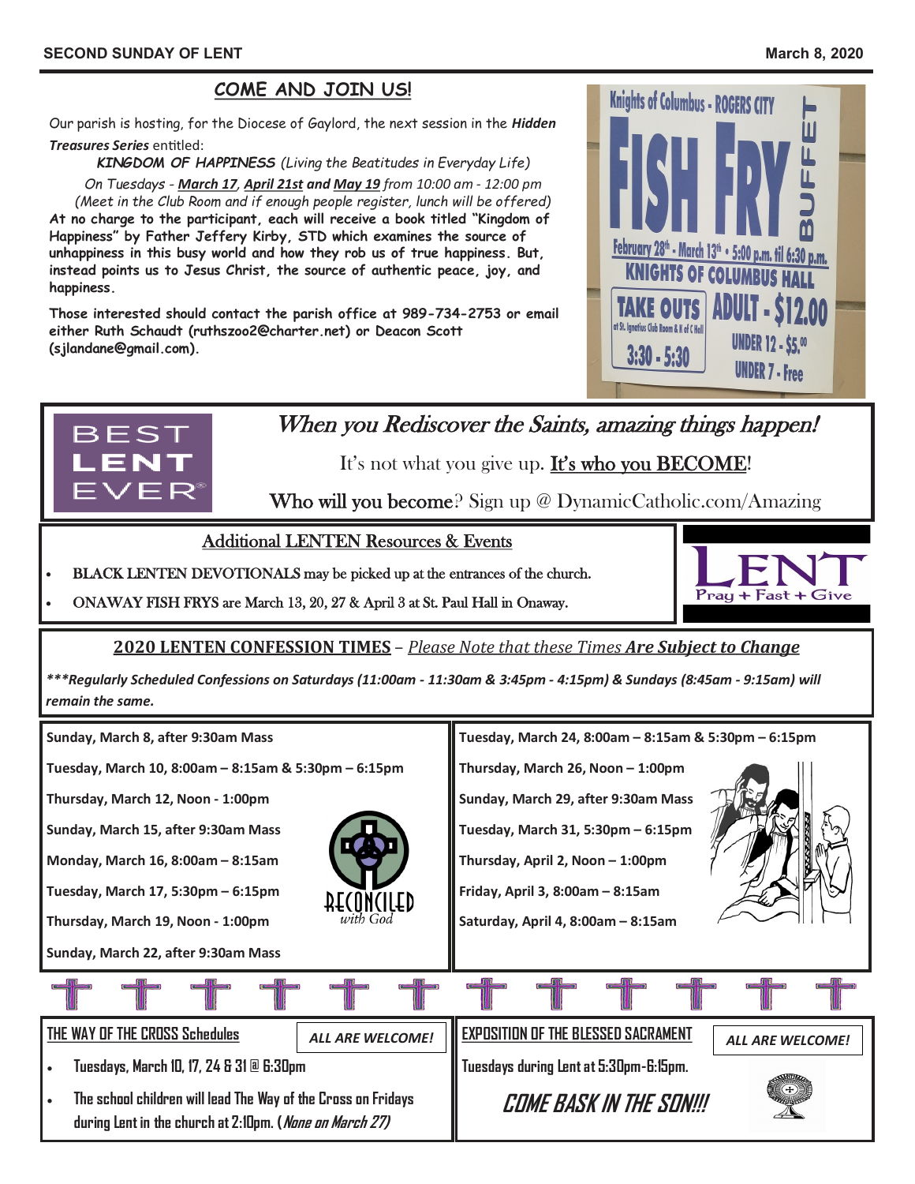## COME AND JOIN US!

Our parish is hosting, for the Diocese of Gaylord, the next session in the ***Hidden Treasures Series*** entitled:

***KINGDOM OF HAPPINESS*** *(Living the Beatitudes in Everyday Life)*

*On Tuesdays - **March 17**, **April 21st** and **May 19** from 10:00 am - 12:00 pm (Meet in the Club Room and if enough people register, lunch will be offered)*

**At no charge to the participant, each will receive a book titled "Kingdom of Happiness" by Father Jeffery Kirby, STD which examines the source of unhappiness in this busy world and how they rob us of true happiness. But, instead points us to Jesus Christ, the source of authentic peace, joy, and happiness.**

**Those interested should contact the parish office at 989-734-2753 or email either Ruth Schaudt (ruthszoo2@charter.net) or Deacon Scott (sjlandane@gmail.com).**

Knights of Columbus - ROGERS CITY
FISH FRY BUFFET
February 28th - March 13th • 5:00 p.m. til 6:30 p.m.
KNIGHTS OF COLUMBUS HALL
TAKE OUTS at St. Ignatius Club Room & K of C Hall 3:30 - 5:30
ADULT - $12.00
UNDER 12 - $5.00
UNDER 7 - Free

BEST LENT EVER®

*When you Rediscover the Saints, amazing things happen!*

It's not what you give up. It's who you BECOME!

Who will you become? Sign up @ DynamicCatholic.com/Amazing

## Additional LENTEN Resources & Events

- **BLACK LENTEN DEVOTIONALS** may be picked up at the entrances of the church.
- **ONAWAY FISH FRYS** are March 13, 20, 27 & April 3 at St. Paul Hall in Onaway.

LENT Pray + Fast + Give

## 2020 LENTEN CONFESSION TIMES – *Please Note that these Times **Are Subject to Change***

***\*\*\*Regularly Scheduled Confessions on Saturdays (11:00am - 11:30am & 3:45pm - 4:15pm) & Sundays (8:45am - 9:15am) will remain the same.***

**Sunday, March 8, after 9:30am Mass**

**Tuesday, March 10, 8:00am – 8:15am & 5:30pm – 6:15pm**

**Thursday, March 12, Noon - 1:00pm**

**Sunday, March 15, after 9:30am Mass**

**Monday, March 16, 8:00am – 8:15am**

**Tuesday, March 17, 5:30pm – 6:15pm**

**Thursday, March 19, Noon - 1:00pm**

**Sunday, March 22, after 9:30am Mass**

RECONCILED *with God*

**Tuesday, March 24, 8:00am – 8:15am & 5:30pm – 6:15pm**

**Thursday, March 26, Noon – 1:00pm**

**Sunday, March 29, after 9:30am Mass**

**Tuesday, March 31, 5:30pm – 6:15pm**

**Thursday, April 2, Noon – 1:00pm**

**Friday, April 3, 8:00am – 8:15am**

**Saturday, April 4, 8:00am – 8:15am**

## THE WAY OF THE CROSS Schedules

***ALL ARE WELCOME!***

- **Tuesdays, March 10, 17, 24 & 31 @ 6:30pm**
- **The school children will lead The Way of the Cross on Fridays during Lent in the church at 2:10pm. (*None on March 27*)**

## EXPOSITION OF THE BLESSED SACRAMENT

***ALL ARE WELCOME!***

**Tuesdays during Lent at 5:30pm-6:15pm.**

***COME BASK IN THE SON!!!***